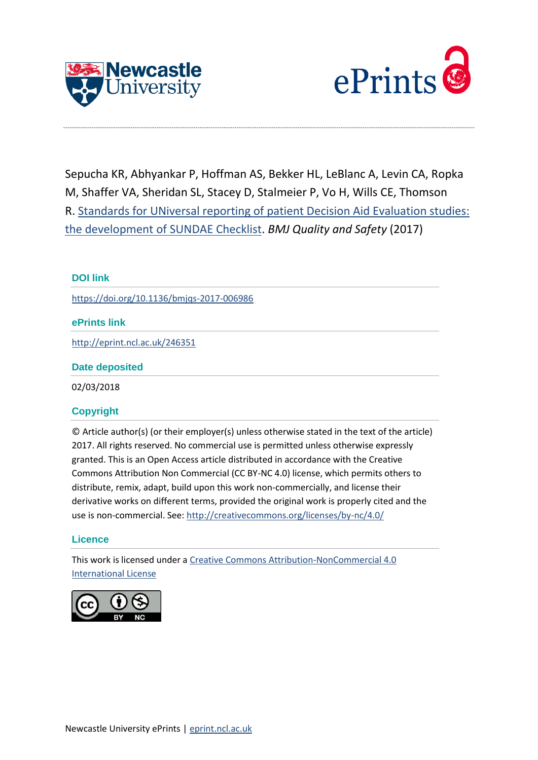Sepucha KR, Abhyankar P, Hoffman AS, Bekker HL, LeBlanc A, Levin CA, Ropka M, Shaffer VA, Sheridan SL, Stacey D, Stalmeier P, Vo H, Wills CE, Thomson R. Standards for UNiversal reporting of patient Decision Aid Evaluation studies: the development of SUNDAE Checklist. *BMJ Quality and Safety* (2017)

### DOI link

https://doi.org/10.1136/bmjqs-2017-006986

### ePrints link

http://eprint.ncl.ac.uk/246351

### Date deposited

02/03/2018

### Copyright

© Article author(s) (or their employer(s) unless otherwise stated in the text of the article) 2017. All rights reserved. No commercial use is permitted unless otherwise expressly granted. This is an Open Access article distributed in accordance with the Creative Commons Attribution Non Commercial (CC BY-NC 4.0) license, which permits others to distribute, remix, adapt, build upon this work non-commercially, and license their derivative works on different terms, provided the original work is properly cited and the use is non-commercial. See: http://creativecommons.org/licenses/by-nc/4.0/

### Licence

This work is licensed under a Creative Commons Attribution-NonCommercial 4.0 International License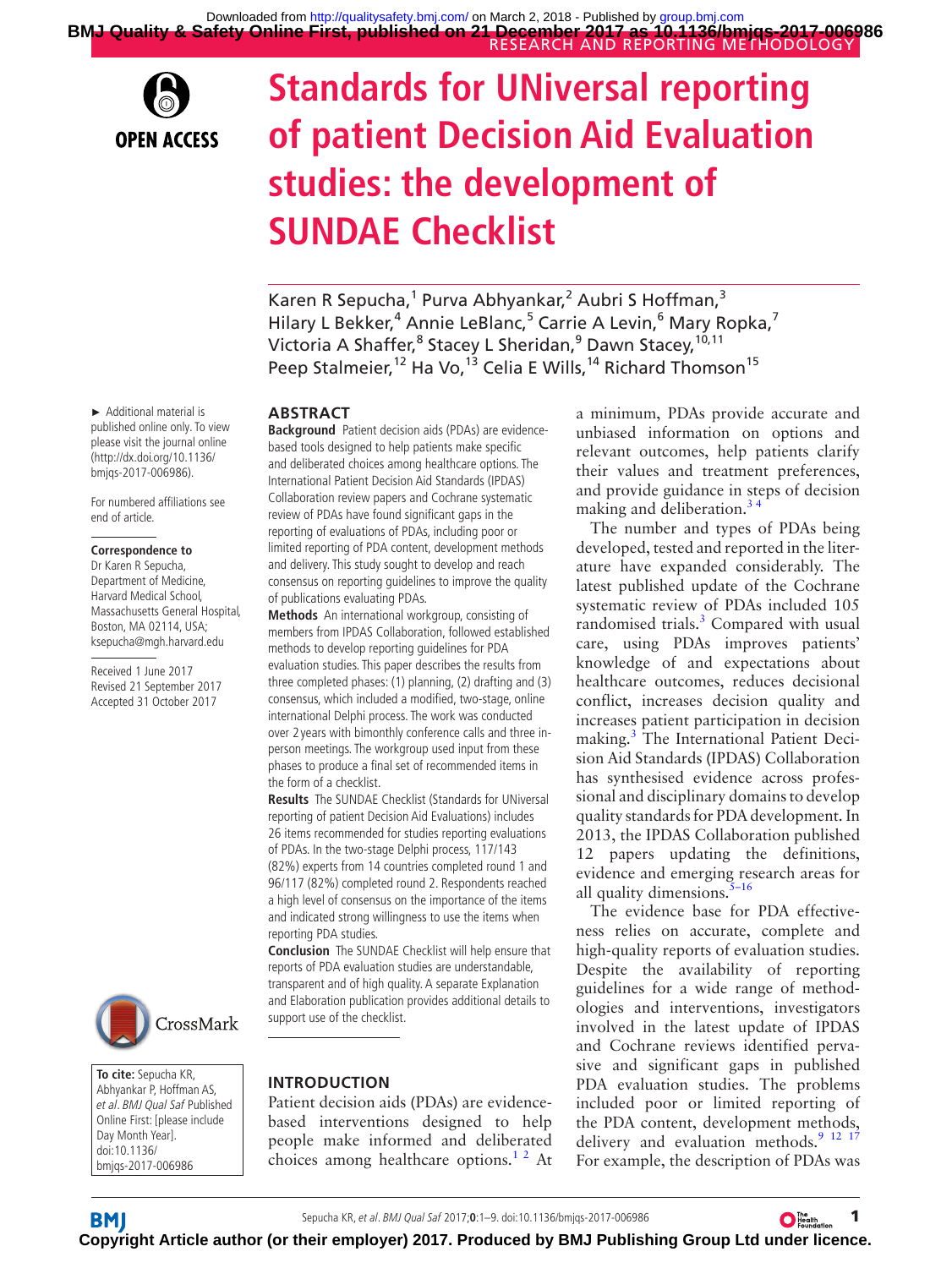# Standards for UNiversal reporting of patient Decision Aid Evaluation studies: the development of SUNDAE Checklist

Karen R Sepucha,[1] Purva Abhyankar,[2] Aubri S Hoffman,[3] Hilary L Bekker,[4] Annie LeBlanc,[5] Carrie A Levin,[6] Mary Ropka,[7] Victoria A Shaffer,[8] Stacey L Sheridan,[9] Dawn Stacey,[10,11] Peep Stalmeier,[12] Ha Vo,[13] Celia E Wills,[14] Richard Thomson[15]

► Additional material is published online only. To view please visit the journal online (http://dx.doi.org/10.1136/bmjqs-2017-006986).

For numbered affiliations see end of article.

**Correspondence to**
Dr Karen R Sepucha, Department of Medicine, Harvard Medical School, Massachusetts General Hospital, Boston, MA 02114, USA; ksepucha@mgh.harvard.edu

Received 1 June 2017
Revised 21 September 2017
Accepted 31 October 2017

**To cite:** Sepucha KR, Abhyankar P, Hoffman AS, *et al*. *BMJ Qual Saf* Published Online First: [please include Day Month Year]. doi:10.1136/bmjqs-2017-006986

## ABSTRACT

**Background** Patient decision aids (PDAs) are evidence-based tools designed to help patients make specific and deliberated choices among healthcare options. The International Patient Decision Aid Standards (IPDAS) Collaboration review papers and Cochrane systematic review of PDAs have found significant gaps in the reporting of evaluations of PDAs, including poor or limited reporting of PDA content, development methods and delivery. This study sought to develop and reach consensus on reporting guidelines to improve the quality of publications evaluating PDAs.

**Methods** An international workgroup, consisting of members from IPDAS Collaboration, followed established methods to develop reporting guidelines for PDA evaluation studies. This paper describes the results from three completed phases: (1) planning, (2) drafting and (3) consensus, which included a modified, two-stage, online international Delphi process. The work was conducted over 2 years with bimonthly conference calls and three in-person meetings. The workgroup used input from these phases to produce a final set of recommended items in the form of a checklist.

**Results** The SUNDAE Checklist (Standards for UNiversal reporting of patient Decision Aid Evaluations) includes 26 items recommended for studies reporting evaluations of PDAs. In the two-stage Delphi process, 117/143 (82%) experts from 14 countries completed round 1 and 96/117 (82%) completed round 2. Respondents reached a high level of consensus on the importance of the items and indicated strong willingness to use the items when reporting PDA studies.

**Conclusion** The SUNDAE Checklist will help ensure that reports of PDA evaluation studies are understandable, transparent and of high quality. A separate Explanation and Elaboration publication provides additional details to support use of the checklist.

## INTRODUCTION

Patient decision aids (PDAs) are evidence-based interventions designed to help people make informed and deliberated choices among healthcare options.[1 2] At a minimum, PDAs provide accurate and unbiased information on options and relevant outcomes, help patients clarify their values and treatment preferences, and provide guidance in steps of decision making and deliberation.[3 4]

The number and types of PDAs being developed, tested and reported in the literature have expanded considerably. The latest published update of the Cochrane systematic review of PDAs included 105 randomised trials.[3] Compared with usual care, using PDAs improves patients' knowledge of and expectations about healthcare outcomes, reduces decisional conflict, increases decision quality and increases patient participation in decision making.[3] The International Patient Decision Aid Standards (IPDAS) Collaboration has synthesised evidence across professional and disciplinary domains to develop quality standards for PDA development. In 2013, the IPDAS Collaboration published 12 papers updating the definitions, evidence and emerging research areas for all quality dimensions.[5–16]

The evidence base for PDA effectiveness relies on accurate, complete and high-quality reports of evaluation studies. Despite the availability of reporting guidelines for a wide range of methodologies and interventions, investigators involved in the latest update of IPDAS and Cochrane reviews identified pervasive and significant gaps in published PDA evaluation studies. The problems included poor or limited reporting of the PDA content, development methods, delivery and evaluation methods.[9 12 17] For example, the description of PDAs was

Copyright Article author (or their employer) 2017. Produced by BMJ Publishing Group Ltd under licence.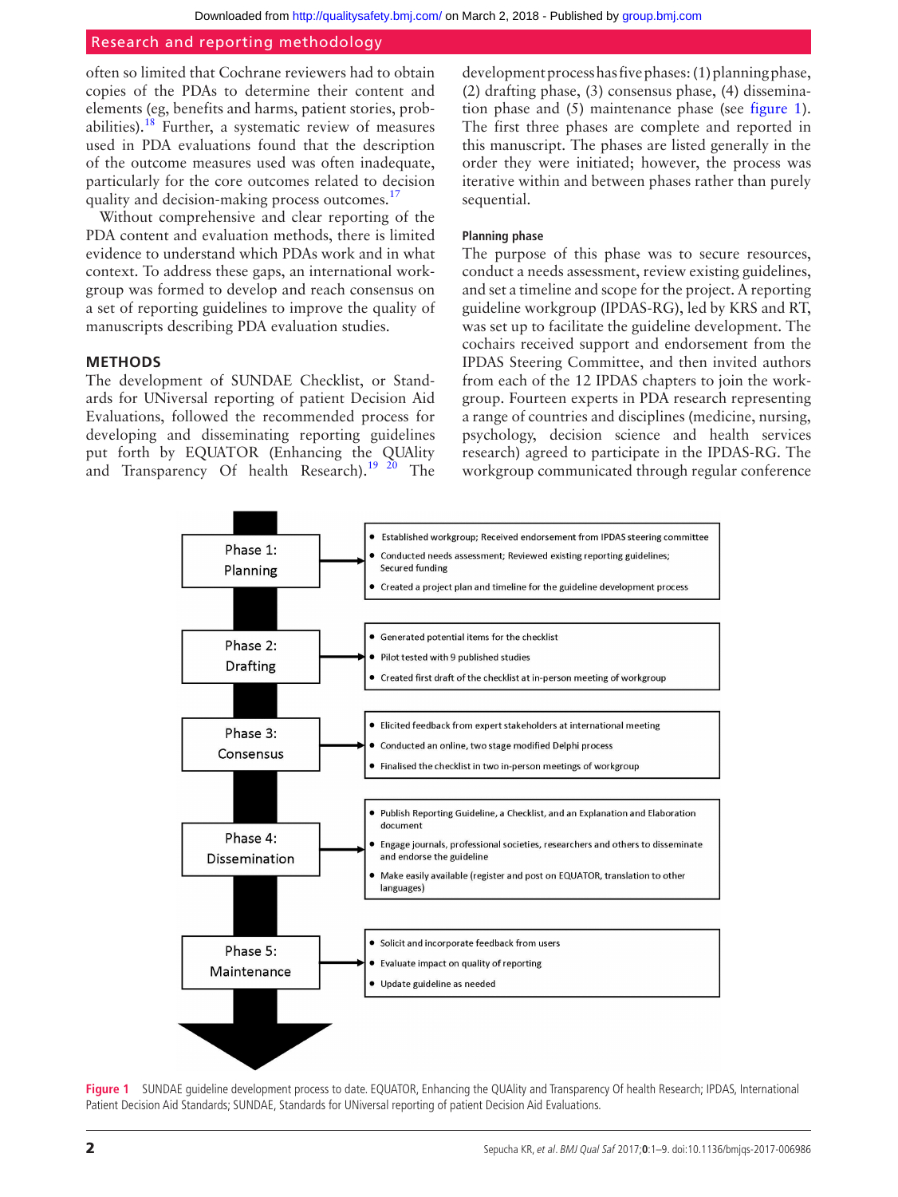often so limited that Cochrane reviewers had to obtain copies of the PDAs to determine their content and elements (eg, benefits and harms, patient stories, probabilities).[18] Further, a systematic review of measures used in PDA evaluations found that the description of the outcome measures used was often inadequate, particularly for the core outcomes related to decision quality and decision-making process outcomes.[17]

Without comprehensive and clear reporting of the PDA content and evaluation methods, there is limited evidence to understand which PDAs work and in what context. To address these gaps, an international workgroup was formed to develop and reach consensus on a set of reporting guidelines to improve the quality of manuscripts describing PDA evaluation studies.

## METHODS

The development of SUNDAE Checklist, or Standards for UNiversal reporting of patient Decision Aid Evaluations, followed the recommended process for developing and disseminating reporting guidelines put forth by EQUATOR (Enhancing the QUAlity and Transparency Of health Research).[19 20] The development process has five phases: (1) planning phase, (2) drafting phase, (3) consensus phase, (4) dissemination phase and (5) maintenance phase (see figure 1). The first three phases are complete and reported in this manuscript. The phases are listed generally in the order they were initiated; however, the process was iterative within and between phases rather than purely sequential.

### Planning phase

The purpose of this phase was to secure resources, conduct a needs assessment, review existing guidelines, and set a timeline and scope for the project. A reporting guideline workgroup (IPDAS-RG), led by KRS and RT, was set up to facilitate the guideline development. The cochairs received support and endorsement from the IPDAS Steering Committee, and then invited authors from each of the 12 IPDAS chapters to join the workgroup. Fourteen experts in PDA research representing a range of countries and disciplines (medicine, nursing, psychology, decision science and health services research) agreed to participate in the IPDAS-RG. The workgroup communicated through regular conference

| Phase | Activities |
|---|---|
| Phase 1: Planning | • Established workgroup; Received endorsement from IPDAS steering committee<br>• Conducted needs assessment; Reviewed existing reporting guidelines; Secured funding<br>• Created a project plan and timeline for the guideline development process |
| Phase 2: Drafting | • Generated potential items for the checklist<br>• Pilot tested with 9 published studies<br>• Created first draft of the checklist at in-person meeting of workgroup |
| Phase 3: Consensus | • Elicited feedback from expert stakeholders at international meeting<br>• Conducted an online, two stage modified Delphi process<br>• Finalised the checklist in two in-person meetings of workgroup |
| Phase 4: Dissemination | • Publish Reporting Guideline, a Checklist, and an Explanation and Elaboration document<br>• Engage journals, professional societies, researchers and others to disseminate and endorse the guideline<br>• Make easily available (register and post on EQUATOR, translation to other languages) |
| Phase 5: Maintenance | • Solicit and incorporate feedback from users<br>• Evaluate impact on quality of reporting<br>• Update guideline as needed |

**Figure 1** SUNDAE guideline development process to date. EQUATOR, Enhancing the QUAlity and Transparency Of health Research; IPDAS, International Patient Decision Aid Standards; SUNDAE, Standards for UNiversal reporting of patient Decision Aid Evaluations.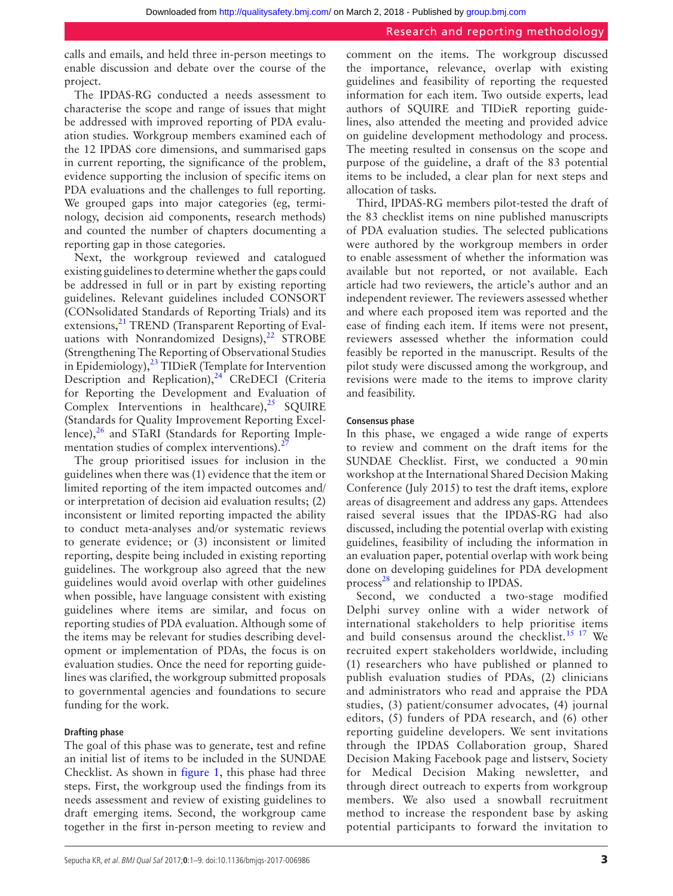calls and emails, and held three in-person meetings to enable discussion and debate over the course of the project.

The IPDAS-RG conducted a needs assessment to characterise the scope and range of issues that might be addressed with improved reporting of PDA evaluation studies. Workgroup members examined each of the 12 IPDAS core dimensions, and summarised gaps in current reporting, the significance of the problem, evidence supporting the inclusion of specific items on PDA evaluations and the challenges to full reporting. We grouped gaps into major categories (eg, terminology, decision aid components, research methods) and counted the number of chapters documenting a reporting gap in those categories.

Next, the workgroup reviewed and catalogued existing guidelines to determine whether the gaps could be addressed in full or in part by existing reporting guidelines. Relevant guidelines included CONSORT (CONsolidated Standards of Reporting Trials) and its extensions,[21] TREND (Transparent Reporting of Evaluations with Nonrandomized Designs),[22] STROBE (Strengthening The Reporting of Observational Studies in Epidemiology),[23] TIDieR (Template for Intervention Description and Replication),[24] CReDECI (Criteria for Reporting the Development and Evaluation of Complex Interventions in healthcare),[25] SQUIRE (Standards for Quality Improvement Reporting Excellence),[26] and STaRI (Standards for Reporting Implementation studies of complex interventions).[27]

The group prioritised issues for inclusion in the guidelines when there was (1) evidence that the item or limited reporting of the item impacted outcomes and/or interpretation of decision aid evaluation results; (2) inconsistent or limited reporting impacted the ability to conduct meta-analyses and/or systematic reviews to generate evidence; or (3) inconsistent or limited reporting, despite being included in existing reporting guidelines. The workgroup also agreed that the new guidelines would avoid overlap with other guidelines when possible, have language consistent with existing guidelines where items are similar, and focus on reporting studies of PDA evaluation. Although some of the items may be relevant for studies describing development or implementation of PDAs, the focus is on evaluation studies. Once the need for reporting guidelines was clarified, the workgroup submitted proposals to governmental agencies and foundations to secure funding for the work.

#### Drafting phase

The goal of this phase was to generate, test and refine an initial list of items to be included in the SUNDAE Checklist. As shown in figure 1, this phase had three steps. First, the workgroup used the findings from its needs assessment and review of existing guidelines to draft emerging items. Second, the workgroup came together in the first in-person meeting to review and comment on the items. The workgroup discussed the importance, relevance, overlap with existing guidelines and feasibility of reporting the requested information for each item. Two outside experts, lead authors of SQUIRE and TIDieR reporting guidelines, also attended the meeting and provided advice on guideline development methodology and process. The meeting resulted in consensus on the scope and purpose of the guideline, a draft of the 83 potential items to be included, a clear plan for next steps and allocation of tasks.

Third, IPDAS-RG members pilot-tested the draft of the 83 checklist items on nine published manuscripts of PDA evaluation studies. The selected publications were authored by the workgroup members in order to enable assessment of whether the information was available but not reported, or not available. Each article had two reviewers, the article's author and an independent reviewer. The reviewers assessed whether and where each proposed item was reported and the ease of finding each item. If items were not present, reviewers assessed whether the information could feasibly be reported in the manuscript. Results of the pilot study were discussed among the workgroup, and revisions were made to the items to improve clarity and feasibility.

#### Consensus phase

In this phase, we engaged a wide range of experts to review and comment on the draft items for the SUNDAE Checklist. First, we conducted a 90 min workshop at the International Shared Decision Making Conference (July 2015) to test the draft items, explore areas of disagreement and address any gaps. Attendees raised several issues that the IPDAS-RG had also discussed, including the potential overlap with existing guidelines, feasibility of including the information in an evaluation paper, potential overlap with work being done on developing guidelines for PDA development process[28] and relationship to IPDAS.

Second, we conducted a two-stage modified Delphi survey online with a wider network of international stakeholders to help prioritise items and build consensus around the checklist.[15 17] We recruited expert stakeholders worldwide, including (1) researchers who have published or planned to publish evaluation studies of PDAs, (2) clinicians and administrators who read and appraise the PDA studies, (3) patient/consumer advocates, (4) journal editors, (5) funders of PDA research, and (6) other reporting guideline developers. We sent invitations through the IPDAS Collaboration group, Shared Decision Making Facebook page and listserv, Society for Medical Decision Making newsletter, and through direct outreach to experts from workgroup members. We also used a snowball recruitment method to increase the respondent base by asking potential participants to forward the invitation to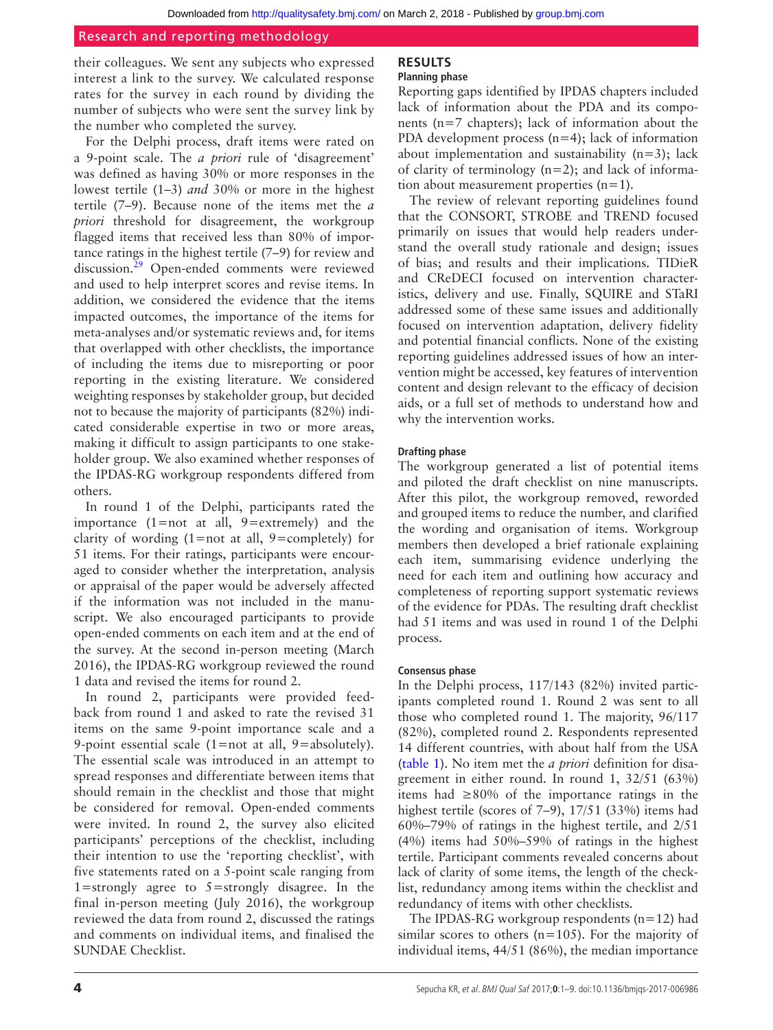their colleagues. We sent any subjects who expressed interest a link to the survey. We calculated response rates for the survey in each round by dividing the number of subjects who were sent the survey link by the number who completed the survey.

For the Delphi process, draft items were rated on a 9-point scale. The *a priori* rule of 'disagreement' was defined as having 30% or more responses in the lowest tertile (1–3) *and* 30% or more in the highest tertile (7–9). Because none of the items met the *a priori* threshold for disagreement, the workgroup flagged items that received less than 80% of importance ratings in the highest tertile (7–9) for review and discussion.[29] Open-ended comments were reviewed and used to help interpret scores and revise items. In addition, we considered the evidence that the items impacted outcomes, the importance of the items for meta-analyses and/or systematic reviews and, for items that overlapped with other checklists, the importance of including the items due to misreporting or poor reporting in the existing literature. We considered weighting responses by stakeholder group, but decided not to because the majority of participants (82%) indicated considerable expertise in two or more areas, making it difficult to assign participants to one stakeholder group. We also examined whether responses of the IPDAS-RG workgroup respondents differed from others.

In round 1 of the Delphi, participants rated the importance (1=not at all, 9=extremely) and the clarity of wording (1=not at all, 9=completely) for 51 items. For their ratings, participants were encouraged to consider whether the interpretation, analysis or appraisal of the paper would be adversely affected if the information was not included in the manuscript. We also encouraged participants to provide open-ended comments on each item and at the end of the survey. At the second in-person meeting (March 2016), the IPDAS-RG workgroup reviewed the round 1 data and revised the items for round 2.

In round 2, participants were provided feedback from round 1 and asked to rate the revised 31 items on the same 9-point importance scale and a 9-point essential scale (1=not at all, 9=absolutely). The essential scale was introduced in an attempt to spread responses and differentiate between items that should remain in the checklist and those that might be considered for removal. Open-ended comments were invited. In round 2, the survey also elicited participants' perceptions of the checklist, including their intention to use the 'reporting checklist', with five statements rated on a 5-point scale ranging from 1=strongly agree to 5=strongly disagree. In the final in-person meeting (July 2016), the workgroup reviewed the data from round 2, discussed the ratings and comments on individual items, and finalised the SUNDAE Checklist.

## RESULTS

### Planning phase

Reporting gaps identified by IPDAS chapters included lack of information about the PDA and its components (n=7 chapters); lack of information about the PDA development process (n=4); lack of information about implementation and sustainability (n=3); lack of clarity of terminology (n=2); and lack of information about measurement properties (n=1).

The review of relevant reporting guidelines found that the CONSORT, STROBE and TREND focused primarily on issues that would help readers understand the overall study rationale and design; issues of bias; and results and their implications. TIDieR and CReDECI focused on intervention characteristics, delivery and use. Finally, SQUIRE and STaRI addressed some of these same issues and additionally focused on intervention adaptation, delivery fidelity and potential financial conflicts. None of the existing reporting guidelines addressed issues of how an intervention might be accessed, key features of intervention content and design relevant to the efficacy of decision aids, or a full set of methods to understand how and why the intervention works.

### Drafting phase

The workgroup generated a list of potential items and piloted the draft checklist on nine manuscripts. After this pilot, the workgroup removed, reworded and grouped items to reduce the number, and clarified the wording and organisation of items. Workgroup members then developed a brief rationale explaining each item, summarising evidence underlying the need for each item and outlining how accuracy and completeness of reporting support systematic reviews of the evidence for PDAs. The resulting draft checklist had 51 items and was used in round 1 of the Delphi process.

### Consensus phase

In the Delphi process, 117/143 (82%) invited participants completed round 1. Round 2 was sent to all those who completed round 1. The majority, 96/117 (82%), completed round 2. Respondents represented 14 different countries, with about half from the USA (table 1). No item met the *a priori* definition for disagreement in either round. In round 1, 32/51 (63%) items had ≥80% of the importance ratings in the highest tertile (scores of 7–9), 17/51 (33%) items had 60%–79% of ratings in the highest tertile, and 2/51 (4%) items had 50%–59% of ratings in the highest tertile. Participant comments revealed concerns about lack of clarity of some items, the length of the checklist, redundancy among items within the checklist and redundancy of items with other checklists.

The IPDAS-RG workgroup respondents (n=12) had similar scores to others (n=105). For the majority of individual items, 44/51 (86%), the median importance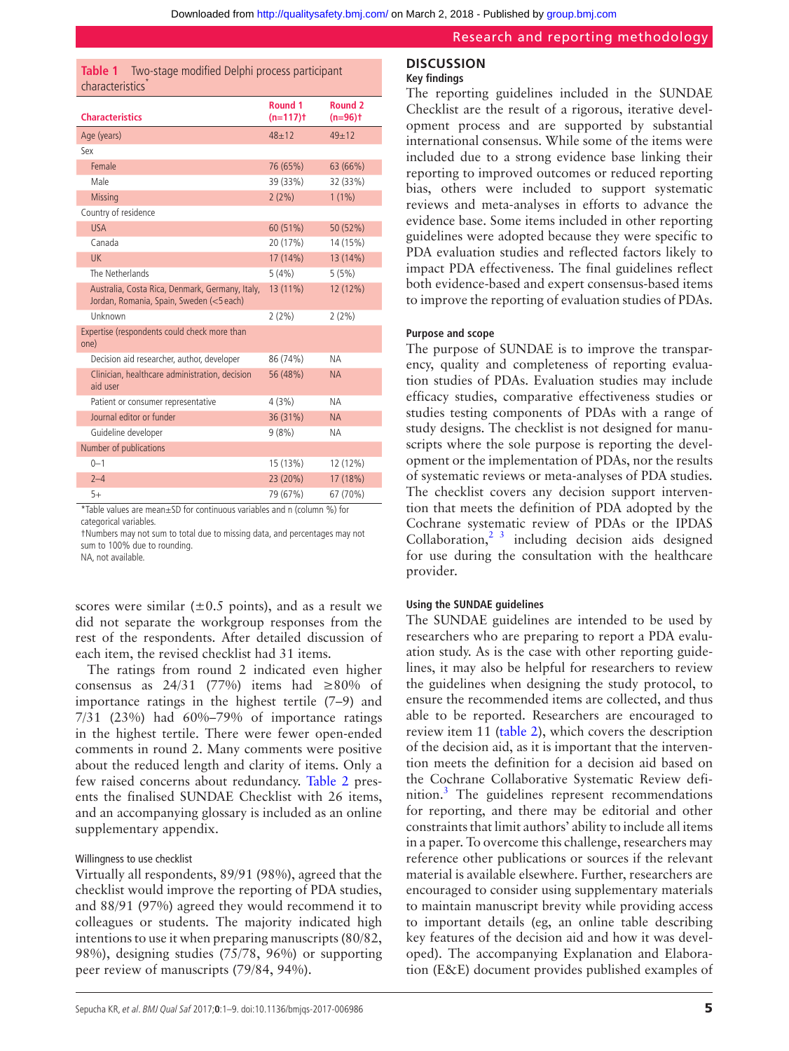**Table 1** Two-stage modified Delphi process participant characteristics*

| Characteristics | Round 1 (n=117)† | Round 2 (n=96)† |
|---|---|---|
| Age (years) | 48±12 | 49±12 |
| Sex | | |
| Female | 76 (65%) | 63 (66%) |
| Male | 39 (33%) | 32 (33%) |
| Missing | 2 (2%) | 1 (1%) |
| Country of residence | | |
| USA | 60 (51%) | 50 (52%) |
| Canada | 20 (17%) | 14 (15%) |
| UK | 17 (14%) | 13 (14%) |
| The Netherlands | 5 (4%) | 5 (5%) |
| Australia, Costa Rica, Denmark, Germany, Italy, Jordan, Romania, Spain, Sweden (<5 each) | 13 (11%) | 12 (12%) |
| Unknown | 2 (2%) | 2 (2%) |
| Expertise (respondents could check more than one) | | |
| Decision aid researcher, author, developer | 86 (74%) | NA |
| Clinician, healthcare administration, decision aid user | 56 (48%) | NA |
| Patient or consumer representative | 4 (3%) | NA |
| Journal editor or funder | 36 (31%) | NA |
| Guideline developer | 9 (8%) | NA |
| Number of publications | | |
| 0–1 | 15 (13%) | 12 (12%) |
| 2–4 | 23 (20%) | 17 (18%) |
| 5+ | 79 (67%) | 67 (70%) |

*Table values are mean±SD for continuous variables and n (column %) for categorical variables.
†Numbers may not sum to total due to missing data, and percentages may not sum to 100% due to rounding.
NA, not available.

scores were similar (±0.5 points), and as a result we did not separate the workgroup responses from the rest of the respondents. After detailed discussion of each item, the revised checklist had 31 items.

The ratings from round 2 indicated even higher consensus as 24/31 (77%) items had ≥80% of importance ratings in the highest tertile (7–9) and 7/31 (23%) had 60%–79% of importance ratings in the highest tertile. There were fewer open-ended comments in round 2. Many comments were positive about the reduced length and clarity of items. Only a few raised concerns about redundancy. Table 2 presents the finalised SUNDAE Checklist with 26 items, and an accompanying glossary is included as an online supplementary appendix.

### Willingness to use checklist

Virtually all respondents, 89/91 (98%), agreed that the checklist would improve the reporting of PDA studies, and 88/91 (97%) agreed they would recommend it to colleagues or students. The majority indicated high intentions to use it when preparing manuscripts (80/82, 98%), designing studies (75/78, 96%) or supporting peer review of manuscripts (79/84, 94%).

## DISCUSSION

### Key findings

The reporting guidelines included in the SUNDAE Checklist are the result of a rigorous, iterative development process and are supported by substantial international consensus. While some of the items were included due to a strong evidence base linking their reporting to improved outcomes or reduced reporting bias, others were included to support systematic reviews and meta-analyses in efforts to advance the evidence base. Some items included in other reporting guidelines were adopted because they were specific to PDA evaluation studies and reflected factors likely to impact PDA effectiveness. The final guidelines reflect both evidence-based and expert consensus-based items to improve the reporting of evaluation studies of PDAs.

### Purpose and scope

The purpose of SUNDAE is to improve the transparency, quality and completeness of reporting evaluation studies of PDAs. Evaluation studies may include efficacy studies, comparative effectiveness studies or studies testing components of PDAs with a range of study designs. The checklist is not designed for manuscripts where the sole purpose is reporting the development or the implementation of PDAs, nor the results of systematic reviews or meta-analyses of PDA studies. The checklist covers any decision support intervention that meets the definition of PDA adopted by the Cochrane systematic review of PDAs or the IPDAS Collaboration,[2 3] including decision aids designed for use during the consultation with the healthcare provider.

### Using the SUNDAE guidelines

The SUNDAE guidelines are intended to be used by researchers who are preparing to report a PDA evaluation study. As is the case with other reporting guidelines, it may also be helpful for researchers to review the guidelines when designing the study protocol, to ensure the recommended items are collected, and thus able to be reported. Researchers are encouraged to review item 11 (table 2), which covers the description of the decision aid, as it is important that the intervention meets the definition for a decision aid based on the Cochrane Collaborative Systematic Review definition.[3] The guidelines represent recommendations for reporting, and there may be editorial and other constraints that limit authors' ability to include all items in a paper. To overcome this challenge, researchers may reference other publications or sources if the relevant material is available elsewhere. Further, researchers are encouraged to consider using supplementary materials to maintain manuscript brevity while providing access to important details (eg, an online table describing key features of the decision aid and how it was developed). The accompanying Explanation and Elaboration (E&E) document provides published examples of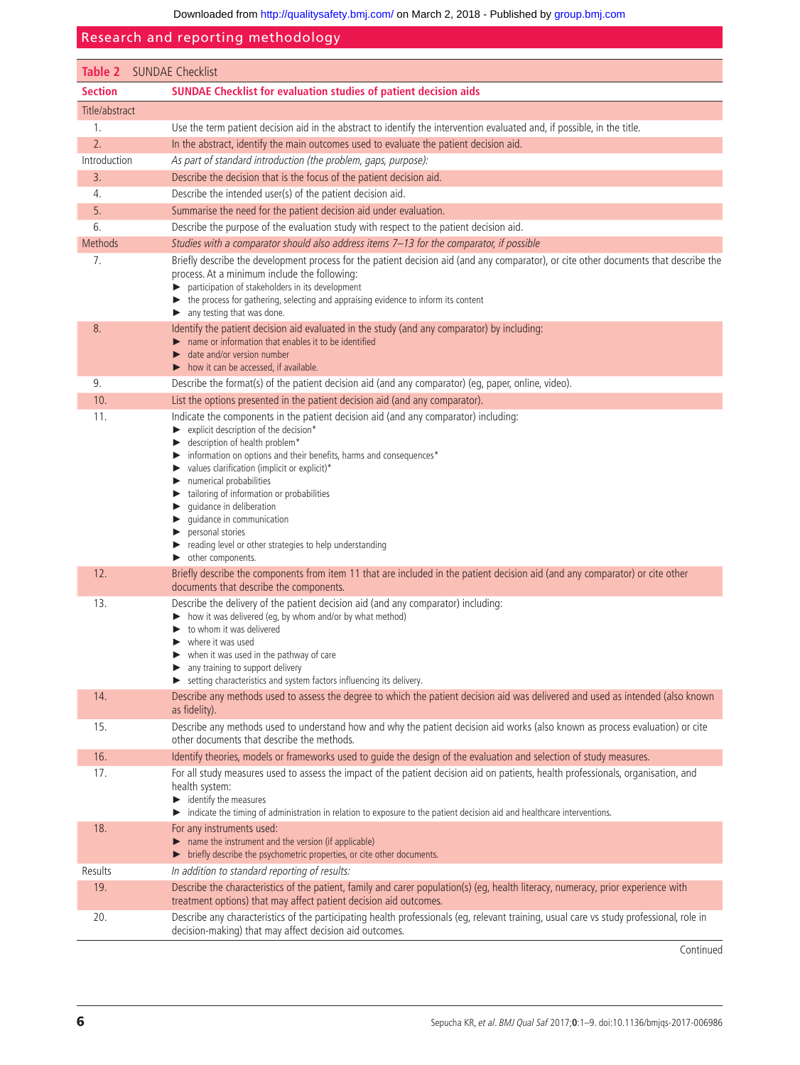Table 2 SUNDAE Checklist

| Section | SUNDAE Checklist for evaluation studies of patient decision aids |
|---|---|
| Title/abstract | |
| 1. | Use the term patient decision aid in the abstract to identify the intervention evaluated and, if possible, in the title. |
| 2. | In the abstract, identify the main outcomes used to evaluate the patient decision aid. |
| Introduction | *As part of standard introduction (the problem, gaps, purpose):* |
| 3. | Describe the decision that is the focus of the patient decision aid. |
| 4. | Describe the intended user(s) of the patient decision aid. |
| 5. | Summarise the need for the patient decision aid under evaluation. |
| 6. | Describe the purpose of the evaluation study with respect to the patient decision aid. |
| Methods | *Studies with a comparator should also address items 7–13 for the comparator, if possible* |
| 7. | Briefly describe the development process for the patient decision aid (and any comparator), or cite other documents that describe the process. At a minimum include the following: ► participation of stakeholders in its development ► the process for gathering, selecting and appraising evidence to inform its content ► any testing that was done. |
| 8. | Identify the patient decision aid evaluated in the study (and any comparator) by including: ► name or information that enables it to be identified ► date and/or version number ► how it can be accessed, if available. |
| 9. | Describe the format(s) of the patient decision aid (and any comparator) (eg, paper, online, video). |
| 10. | List the options presented in the patient decision aid (and any comparator). |
| 11. | Indicate the components in the patient decision aid (and any comparator) including: ► explicit description of the decision* ► description of health problem* ► information on options and their benefits, harms and consequences* ► values clarification (implicit or explicit)* ► numerical probabilities ► tailoring of information or probabilities ► guidance in deliberation ► guidance in communication ► personal stories ► reading level or other strategies to help understanding ► other components. |
| 12. | Briefly describe the components from item 11 that are included in the patient decision aid (and any comparator) or cite other documents that describe the components. |
| 13. | Describe the delivery of the patient decision aid (and any comparator) including: ► how it was delivered (eg, by whom and/or by what method) ► to whom it was delivered ► where it was used ► when it was used in the pathway of care ► any training to support delivery ► setting characteristics and system factors influencing its delivery. |
| 14. | Describe any methods used to assess the degree to which the patient decision aid was delivered and used as intended (also known as fidelity). |
| 15. | Describe any methods used to understand how and why the patient decision aid works (also known as process evaluation) or cite other documents that describe the methods. |
| 16. | Identify theories, models or frameworks used to guide the design of the evaluation and selection of study measures. |
| 17. | For all study measures used to assess the impact of the patient decision aid on patients, health professionals, organisation, and health system: ► identify the measures ► indicate the timing of administration in relation to exposure to the patient decision aid and healthcare interventions. |
| 18. | For any instruments used: ► name the instrument and the version (if applicable) ► briefly describe the psychometric properties, or cite other documents. |
| Results | *In addition to standard reporting of results:* |
| 19. | Describe the characteristics of the patient, family and carer population(s) (eg, health literacy, numeracy, prior experience with treatment options) that may affect patient decision aid outcomes. |
| 20. | Describe any characteristics of the participating health professionals (eg, relevant training, usual care vs study professional, role in decision-making) that may affect decision aid outcomes. |

Continued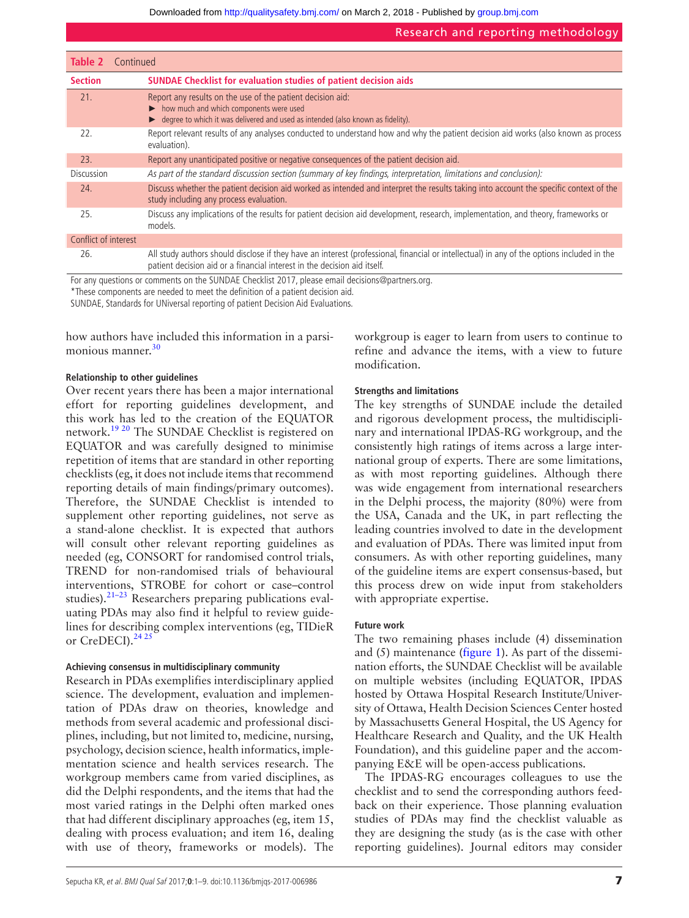**Table 2** Continued

| Section | SUNDAE Checklist for evaluation studies of patient decision aids |
|---|---|
| 21. | Report any results on the use of the patient decision aid:<br>► how much and which components were used<br>► degree to which it was delivered and used as intended (also known as fidelity). |
| 22. | Report relevant results of any analyses conducted to understand how and why the patient decision aid works (also known as process evaluation). |
| 23. | Report any unanticipated positive or negative consequences of the patient decision aid. |
| Discussion | *As part of the standard discussion section (summary of key findings, interpretation, limitations and conclusion):* |
| 24. | Discuss whether the patient decision aid worked as intended and interpret the results taking into account the specific context of the study including any process evaluation. |
| 25. | Discuss any implications of the results for patient decision aid development, research, implementation, and theory, frameworks or models. |
| Conflict of interest | |
| 26. | All study authors should disclose if they have an interest (professional, financial or intellectual) in any of the options included in the patient decision aid or a financial interest in the decision aid itself. |

For any questions or comments on the SUNDAE Checklist 2017, please email decisions@partners.org.
*These components are needed to meet the definition of a patient decision aid.
SUNDAE, Standards for UNiversal reporting of patient Decision Aid Evaluations.

how authors have included this information in a parsimonious manner.[30]

#### Relationship to other guidelines

Over recent years there has been a major international effort for reporting guidelines development, and this work has led to the creation of the EQUATOR network.[19 20] The SUNDAE Checklist is registered on EQUATOR and was carefully designed to minimise repetition of items that are standard in other reporting checklists (eg, it does not include items that recommend reporting details of main findings/primary outcomes). Therefore, the SUNDAE Checklist is intended to supplement other reporting guidelines, not serve as a stand-alone checklist. It is expected that authors will consult other relevant reporting guidelines as needed (eg, CONSORT for randomised control trials, TREND for non-randomised trials of behavioural interventions, STROBE for cohort or case–control studies).[21–23] Researchers preparing publications evaluating PDAs may also find it helpful to review guidelines for describing complex interventions (eg, TIDieR or CreDECI).[24 25]

#### Achieving consensus in multidisciplinary community

Research in PDAs exemplifies interdisciplinary applied science. The development, evaluation and implementation of PDAs draw on theories, knowledge and methods from several academic and professional disciplines, including, but not limited to, medicine, nursing, psychology, decision science, health informatics, implementation science and health services research. The workgroup members came from varied disciplines, as did the Delphi respondents, and the items that had the most varied ratings in the Delphi often marked ones that had different disciplinary approaches (eg, item 15, dealing with process evaluation; and item 16, dealing with use of theory, frameworks or models). The workgroup is eager to learn from users to continue to refine and advance the items, with a view to future modification.

#### Strengths and limitations

The key strengths of SUNDAE include the detailed and rigorous development process, the multidisciplinary and international IPDAS-RG workgroup, and the consistently high ratings of items across a large international group of experts. There are some limitations, as with most reporting guidelines. Although there was wide engagement from international researchers in the Delphi process, the majority (80%) were from the USA, Canada and the UK, in part reflecting the leading countries involved to date in the development and evaluation of PDAs. There was limited input from consumers. As with other reporting guidelines, many of the guideline items are expert consensus-based, but this process drew on wide input from stakeholders with appropriate expertise.

#### Future work

The two remaining phases include (4) dissemination and (5) maintenance (figure 1). As part of the dissemination efforts, the SUNDAE Checklist will be available on multiple websites (including EQUATOR, IPDAS hosted by Ottawa Hospital Research Institute/University of Ottawa, Health Decision Sciences Center hosted by Massachusetts General Hospital, the US Agency for Healthcare Research and Quality, and the UK Health Foundation), and this guideline paper and the accompanying E&E will be open-access publications.

The IPDAS-RG encourages colleagues to use the checklist and to send the corresponding authors feedback on their experience. Those planning evaluation studies of PDAs may find the checklist valuable as they are designing the study (as is the case with other reporting guidelines). Journal editors may consider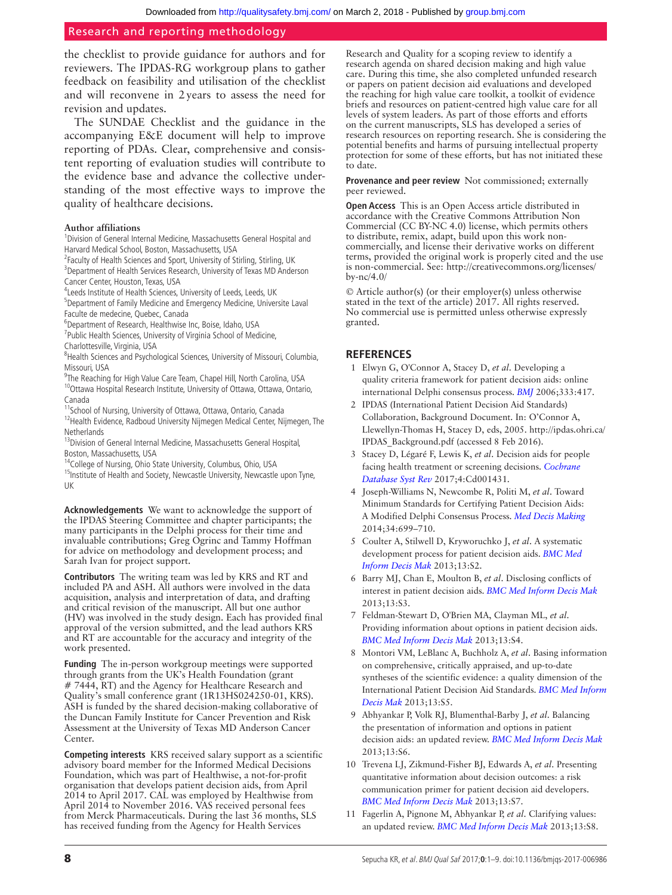the checklist to provide guidance for authors and for reviewers. The IPDAS-RG workgroup plans to gather feedback on feasibility and utilisation of the checklist and will reconvene in 2 years to assess the need for revision and updates.

The SUNDAE Checklist and the guidance in the accompanying E&E document will help to improve reporting of PDAs. Clear, comprehensive and consistent reporting of evaluation studies will contribute to the evidence base and advance the collective understanding of the most effective ways to improve the quality of healthcare decisions.

**Author affiliations**

[1]Division of General Internal Medicine, Massachusetts General Hospital and Harvard Medical School, Boston, Massachusetts, USA
[2]Faculty of Health Sciences and Sport, University of Stirling, Stirling, UK
[3]Department of Health Services Research, University of Texas MD Anderson Cancer Center, Houston, Texas, USA
[4]Leeds Institute of Health Sciences, University of Leeds, Leeds, UK
[5]Department of Family Medicine and Emergency Medicine, Universite Laval Faculte de medecine, Quebec, Canada
[6]Department of Research, Healthwise Inc, Boise, Idaho, USA
[7]Public Health Sciences, University of Virginia School of Medicine, Charlottesville, Virginia, USA
[8]Health Sciences and Psychological Sciences, University of Missouri, Columbia, Missouri, USA
[9]The Reaching for High Value Care Team, Chapel Hill, North Carolina, USA
[10]Ottawa Hospital Research Institute, University of Ottawa, Ottawa, Ontario, Canada
[11]School of Nursing, University of Ottawa, Ottawa, Ontario, Canada
[12]Health Evidence, Radboud University Nijmegen Medical Center, Nijmegen, The Netherlands
[13]Division of General Internal Medicine, Massachusetts General Hospital, Boston, Massachusetts, USA
[14]College of Nursing, Ohio State University, Columbus, Ohio, USA
[15]Institute of Health and Society, Newcastle University, Newcastle upon Tyne, UK

**Acknowledgements** We want to acknowledge the support of the IPDAS Steering Committee and chapter participants; the many participants in the Delphi process for their time and invaluable contributions; Greg Ogrinc and Tammy Hoffman for advice on methodology and development process; and Sarah Ivan for project support.

**Contributors** The writing team was led by KRS and RT and included PA and ASH. All authors were involved in the data acquisition, analysis and interpretation of data, and drafting and critical revision of the manuscript. All but one author (HV) was involved in the study design. Each has provided final approval of the version submitted, and the lead authors KRS and RT are accountable for the accuracy and integrity of the work presented.

**Funding** The in-person workgroup meetings were supported through grants from the UK's Health Foundation (grant # 7444, RT) and the Agency for Healthcare Research and Quality's small conference grant (1R13HS024250-01, KRS). ASH is funded by the shared decision-making collaborative of the Duncan Family Institute for Cancer Prevention and Risk Assessment at the University of Texas MD Anderson Cancer Center.

**Competing interests** KRS received salary support as a scientific advisory board member for the Informed Medical Decisions Foundation, which was part of Healthwise, a not-for-profit organisation that develops patient decision aids, from April 2014 to April 2017. CAL was employed by Healthwise from April 2014 to November 2016. VAS received personal fees from Merck Pharmaceuticals. During the last 36 months, SLS has received funding from the Agency for Health Services Research and Quality for a scoping review to identify a research agenda on shared decision making and high value care. During this time, she also completed unfunded research or papers on patient decision aid evaluations and developed the reaching for high value care toolkit, a toolkit of evidence briefs and resources on patient-centred high value care for all levels of system leaders. As part of those efforts and efforts on the current manuscripts, SLS has developed a series of research resources on reporting research. She is considering the potential benefits and harms of pursuing intellectual property protection for some of these efforts, but has not initiated these to date.

**Provenance and peer review** Not commissioned; externally peer reviewed.

**Open Access** This is an Open Access article distributed in accordance with the Creative Commons Attribution Non Commercial (CC BY-NC 4.0) license, which permits others to distribute, remix, adapt, build upon this work non-commercially, and license their derivative works on different terms, provided the original work is properly cited and the use is non-commercial. See: http://creativecommons.org/licenses/by-nc/4.0/

© Article author(s) (or their employer(s) unless otherwise stated in the text of the article) 2017. All rights reserved. No commercial use is permitted unless otherwise expressly granted.

## REFERENCES

1. Elwyn G, O'Connor A, Stacey D, *et al*. Developing a quality criteria framework for patient decision aids: online international Delphi consensus process. *BMJ* 2006;333:417.
2. IPDAS (International Patient Decision Aid Standards) Collaboration, Background Document. In: O'Connor A, Llewellyn-Thomas H, Stacey D, eds, 2005. http://ipdas.ohri.ca/IPDAS_Background.pdf (accessed 8 Feb 2016).
3. Stacey D, Légaré F, Lewis K, *et al*. Decision aids for people facing health treatment or screening decisions. *Cochrane Database Syst Rev* 2017;4:Cd001431.
4. Joseph-Williams N, Newcombe R, Politi M, *et al*. Toward Minimum Standards for Certifying Patient Decision Aids: A Modified Delphi Consensus Process. *Med Decis Making* 2014;34:699–710.
5. Coulter A, Stilwell D, Kryworuchko J, *et al*. A systematic development process for patient decision aids. *BMC Med Inform Decis Mak* 2013;13:S2.
6. Barry MJ, Chan E, Moulton B, *et al*. Disclosing conflicts of interest in patient decision aids. *BMC Med Inform Decis Mak* 2013;13:S3.
7. Feldman-Stewart D, O'Brien MA, Clayman ML, *et al*. Providing information about options in patient decision aids. *BMC Med Inform Decis Mak* 2013;13:S4.
8. Montori VM, LeBlanc A, Buchholz A, *et al*. Basing information on comprehensive, critically appraised, and up-to-date syntheses of the scientific evidence: a quality dimension of the International Patient Decision Aid Standards. *BMC Med Inform Decis Mak* 2013;13:S5.
9. Abhyankar P, Volk RJ, Blumenthal-Barby J, *et al*. Balancing the presentation of information and options in patient decision aids: an updated review. *BMC Med Inform Decis Mak* 2013;13:S6.
10. Trevena LJ, Zikmund-Fisher BJ, Edwards A, *et al*. Presenting quantitative information about decision outcomes: a risk communication primer for patient decision aid developers. *BMC Med Inform Decis Mak* 2013;13:S7.
11. Fagerlin A, Pignone M, Abhyankar P, *et al*. Clarifying values: an updated review. *BMC Med Inform Decis Mak* 2013;13:S8.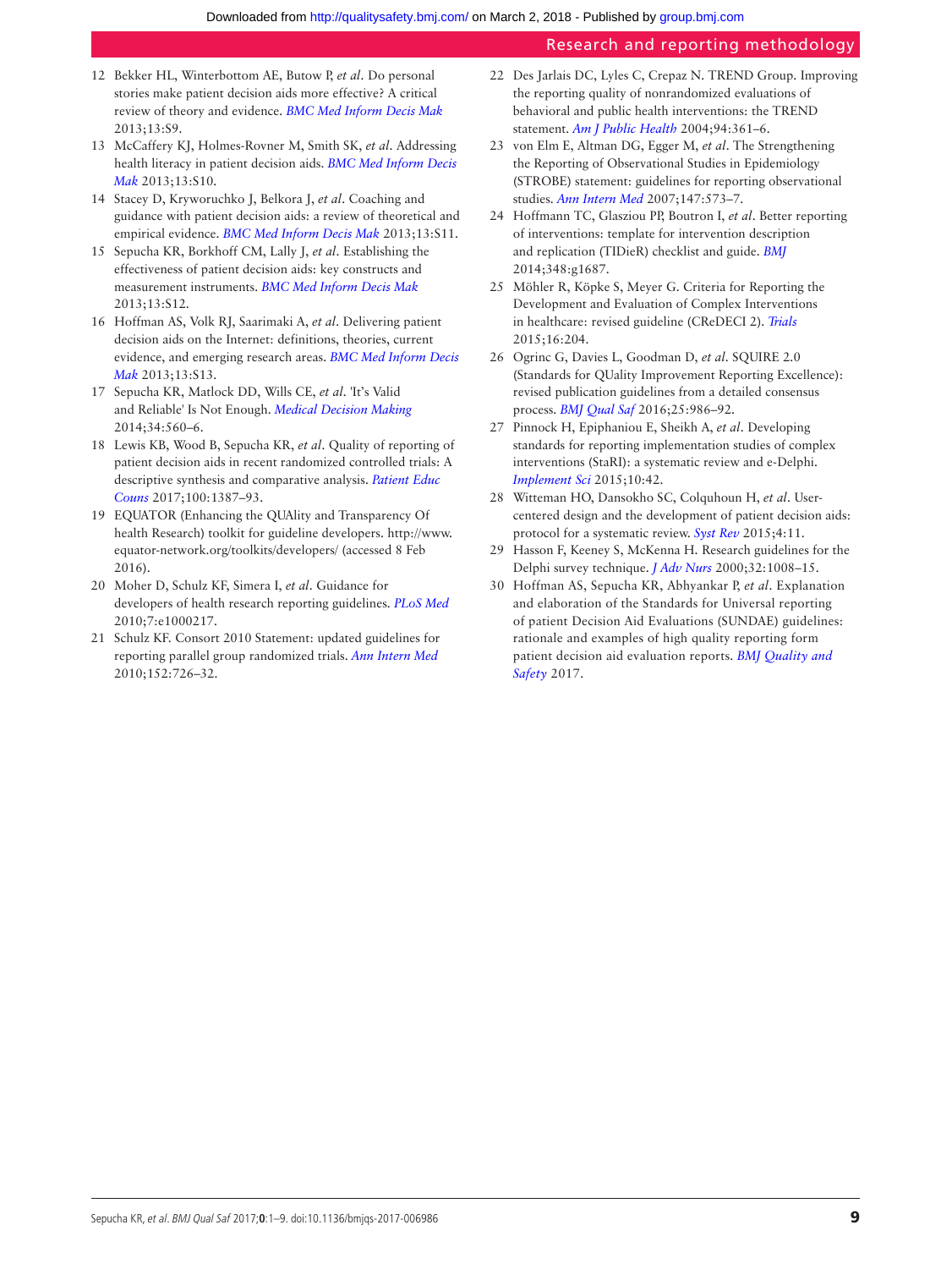12 Bekker HL, Winterbottom AE, Butow P, *et al*. Do personal stories make patient decision aids more effective? A critical review of theory and evidence. *BMC Med Inform Decis Mak* 2013;13:S9.

13 McCaffery KJ, Holmes-Rovner M, Smith SK, *et al*. Addressing health literacy in patient decision aids. *BMC Med Inform Decis Mak* 2013;13:S10.

14 Stacey D, Kryworuchko J, Belkora J, *et al*. Coaching and guidance with patient decision aids: a review of theoretical and empirical evidence. *BMC Med Inform Decis Mak* 2013;13:S11.

15 Sepucha KR, Borkhoff CM, Lally J, *et al*. Establishing the effectiveness of patient decision aids: key constructs and measurement instruments. *BMC Med Inform Decis Mak* 2013;13:S12.

16 Hoffman AS, Volk RJ, Saarimaki A, *et al*. Delivering patient decision aids on the Internet: definitions, theories, current evidence, and emerging research areas. *BMC Med Inform Decis Mak* 2013;13:S13.

17 Sepucha KR, Matlock DD, Wills CE, *et al*. 'It's Valid and Reliable' Is Not Enough. *Medical Decision Making* 2014;34:560–6.

18 Lewis KB, Wood B, Sepucha KR, *et al*. Quality of reporting of patient decision aids in recent randomized controlled trials: A descriptive synthesis and comparative analysis. *Patient Educ Couns* 2017;100:1387–93.

19 EQUATOR (Enhancing the QUAlity and Transparency Of health Research) toolkit for guideline developers. http://www.equator-network.org/toolkits/developers/ (accessed 8 Feb 2016).

20 Moher D, Schulz KF, Simera I, *et al*. Guidance for developers of health research reporting guidelines. *PLoS Med* 2010;7:e1000217.

21 Schulz KF. Consort 2010 Statement: updated guidelines for reporting parallel group randomized trials. *Ann Intern Med* 2010;152:726–32.

22 Des Jarlais DC, Lyles C, Crepaz N. TREND Group. Improving the reporting quality of nonrandomized evaluations of behavioral and public health interventions: the TREND statement. *Am J Public Health* 2004;94:361–6.

23 von Elm E, Altman DG, Egger M, *et al*. The Strengthening the Reporting of Observational Studies in Epidemiology (STROBE) statement: guidelines for reporting observational studies. *Ann Intern Med* 2007;147:573–7.

24 Hoffmann TC, Glasziou PP, Boutron I, *et al*. Better reporting of interventions: template for intervention description and replication (TIDieR) checklist and guide. *BMJ* 2014;348:g1687.

25 Möhler R, Köpke S, Meyer G. Criteria for Reporting the Development and Evaluation of Complex Interventions in healthcare: revised guideline (CReDECI 2). *Trials* 2015;16:204.

26 Ogrinc G, Davies L, Goodman D, *et al*. SQUIRE 2.0 (Standards for QUality Improvement Reporting Excellence): revised publication guidelines from a detailed consensus process. *BMJ Qual Saf* 2016;25:986–92.

27 Pinnock H, Epiphaniou E, Sheikh A, *et al*. Developing standards for reporting implementation studies of complex interventions (StaRI): a systematic review and e-Delphi. *Implement Sci* 2015;10:42.

28 Witteman HO, Dansokho SC, Colquhoun H, *et al*. User-centered design and the development of patient decision aids: protocol for a systematic review. *Syst Rev* 2015;4:11.

29 Hasson F, Keeney S, McKenna H. Research guidelines for the Delphi survey technique. *J Adv Nurs* 2000;32:1008–15.

30 Hoffman AS, Sepucha KR, Abhyankar P, *et al*. Explanation and elaboration of the Standards for Universal reporting of patient Decision Aid Evaluations (SUNDAE) guidelines: rationale and examples of high quality reporting form patient decision aid evaluation reports. *BMJ Quality and Safety* 2017.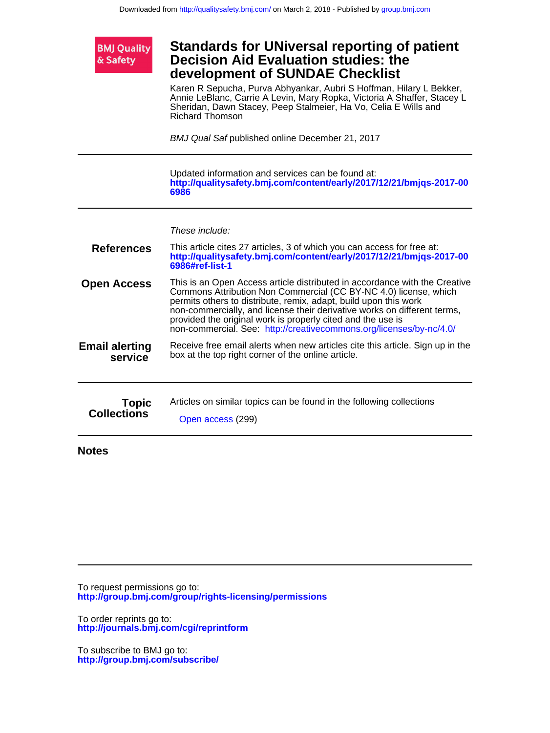Downloaded from http://qualitysafety.bmj.com/ on March 2, 2018 - Published by group.bmj.com

BMJ Quality & Safety

# Standards for UNiversal reporting of patient Decision Aid Evaluation studies: the development of SUNDAE Checklist

Karen R Sepucha, Purva Abhyankar, Aubri S Hoffman, Hilary L Bekker, Annie LeBlanc, Carrie A Levin, Mary Ropka, Victoria A Shaffer, Stacey L Sheridan, Dawn Stacey, Peep Stalmeier, Ha Vo, Celia E Wills and Richard Thomson

*BMJ Qual Saf* published online December 21, 2017

Updated information and services can be found at:
**http://qualitysafety.bmj.com/content/early/2017/12/21/bmjqs-2017-006986**

*These include:*

**References**
This article cites 27 articles, 3 of which you can access for free at:
**http://qualitysafety.bmj.com/content/early/2017/12/21/bmjqs-2017-006986#ref-list-1**

**Open Access**
This is an Open Access article distributed in accordance with the Creative Commons Attribution Non Commercial (CC BY-NC 4.0) license, which permits others to distribute, remix, adapt, build upon this work non-commercially, and license their derivative works on different terms, provided the original work is properly cited and the use is non-commercial. See: http://creativecommons.org/licenses/by-nc/4.0/

**Email alerting service**
Receive free email alerts when new articles cite this article. Sign up in the box at the top right corner of the online article.

**Topic Collections**
Articles on similar topics can be found in the following collections

Open access (299)

## Notes

To request permissions go to:
**http://group.bmj.com/group/rights-licensing/permissions**

To order reprints go to:
**http://journals.bmj.com/cgi/reprintform**

To subscribe to BMJ go to:
**http://group.bmj.com/subscribe/**